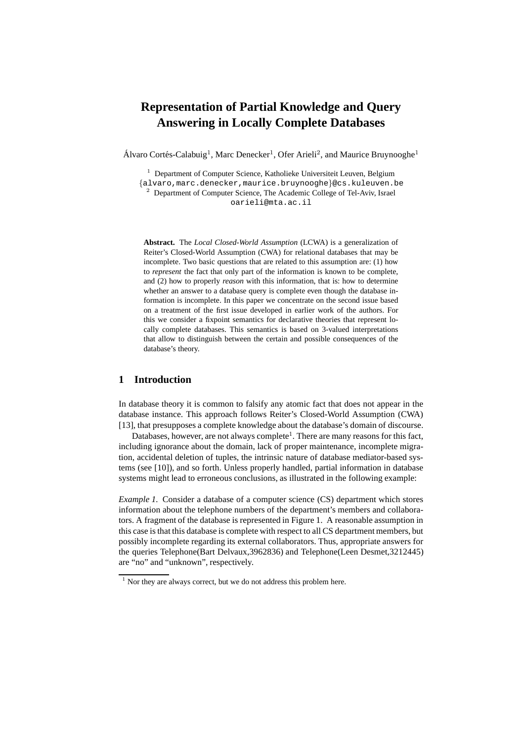# Representation of Partial Knowledge and Query Answering in Locally Complete Databases

Álvaro Cortés-Calabuig[1], Marc Denecker[1], Ofer Arieli[2], and Maurice Bruynooghe[1]

[1] Department of Computer Science, Katholieke Universiteit Leuven, Belgium
{alvaro,marc.denecker,maurice.bruynooghe}@cs.kuleuven.be
[2] Department of Computer Science, The Academic College of Tel-Aviv, Israel
oarieli@mta.ac.il

**Abstract.** The *Local Closed-World Assumption* (LCWA) is a generalization of Reiter's Closed-World Assumption (CWA) for relational databases that may be incomplete. Two basic questions that are related to this assumption are: (1) how to *represent* the fact that only part of the information is known to be complete, and (2) how to properly *reason* with this information, that is: how to determine whether an answer to a database query is complete even though the database information is incomplete. In this paper we concentrate on the second issue based on a treatment of the first issue developed in earlier work of the authors. For this we consider a fixpoint semantics for declarative theories that represent locally complete databases. This semantics is based on 3-valued interpretations that allow to distinguish between the certain and possible consequences of the database's theory.

## 1 Introduction

In database theory it is common to falsify any atomic fact that does not appear in the database instance. This approach follows Reiter's Closed-World Assumption (CWA) [13], that presupposes a complete knowledge about the database's domain of discourse.

Databases, however, are not always complete[1]. There are many reasons for this fact, including ignorance about the domain, lack of proper maintenance, incomplete migration, accidental deletion of tuples, the intrinsic nature of database mediator-based systems (see [10]), and so forth. Unless properly handled, partial information in database systems might lead to erroneous conclusions, as illustrated in the following example:

*Example 1.* Consider a database of a computer science (CS) department which stores information about the telephone numbers of the department's members and collaborators. A fragment of the database is represented in Figure 1. A reasonable assumption in this case is that this database is complete with respect to all CS department members, but possibly incomplete regarding its external collaborators. Thus, appropriate answers for the queries Telephone(Bart Delvaux,3962836) and Telephone(Leen Desmet,3212445) are "no" and "unknown", respectively.

[1] Nor they are always correct, but we do not address this problem here.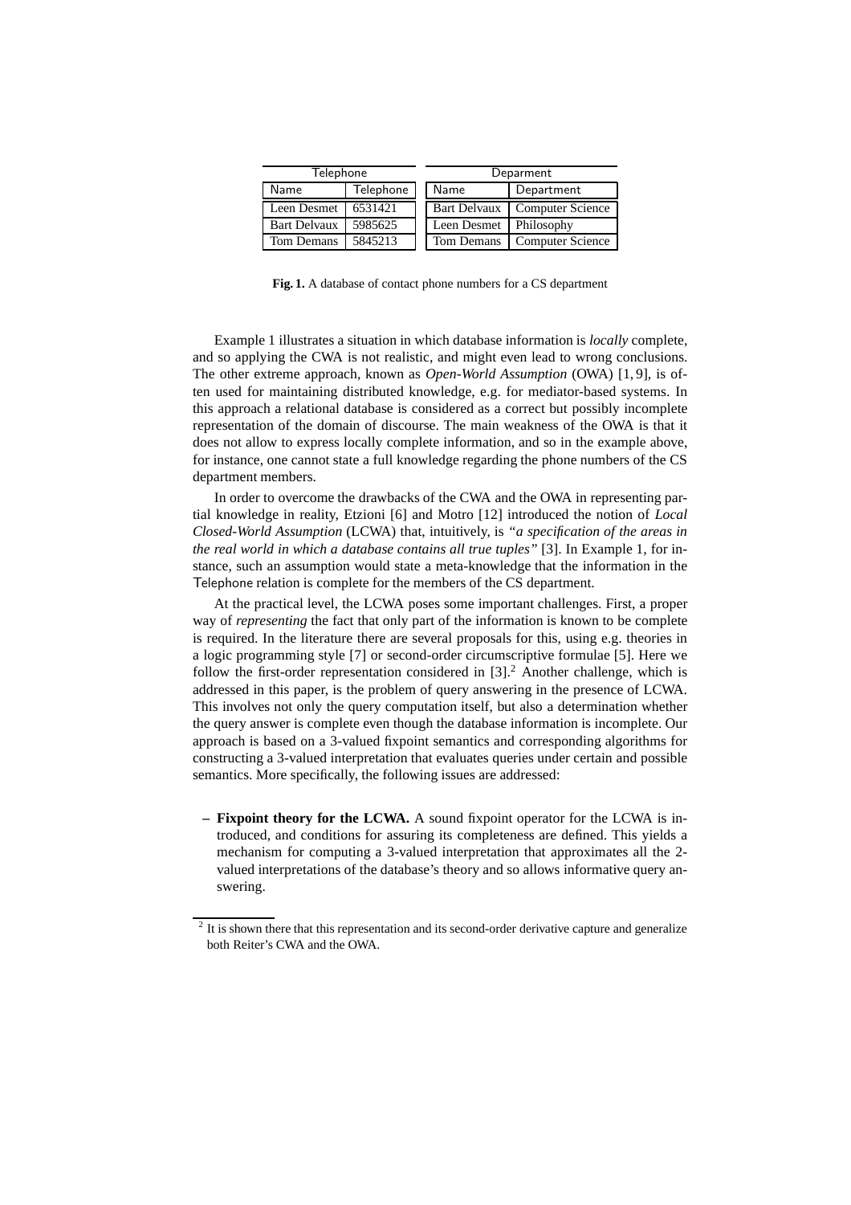| Telephone | |
|---|---|
| Name | Telephone |
| Leen Desmet | 6531421 |
| Bart Delvaux | 5985625 |
| Tom Demans | 5845213 |

| Deparment | |
|---|---|
| Name | Department |
| Bart Delvaux | Computer Science |
| Leen Desmet | Philosophy |
| Tom Demans | Computer Science |

**Fig. 1.** A database of contact phone numbers for a CS department

Example 1 illustrates a situation in which database information is *locally* complete, and so applying the CWA is not realistic, and might even lead to wrong conclusions. The other extreme approach, known as *Open-World Assumption* (OWA) [1, 9], is often used for maintaining distributed knowledge, e.g. for mediator-based systems. In this approach a relational database is considered as a correct but possibly incomplete representation of the domain of discourse. The main weakness of the OWA is that it does not allow to express locally complete information, and so in the example above, for instance, one cannot state a full knowledge regarding the phone numbers of the CS department members.

In order to overcome the drawbacks of the CWA and the OWA in representing partial knowledge in reality, Etzioni [6] and Motro [12] introduced the notion of *Local Closed-World Assumption* (LCWA) that, intuitively, is *"a specification of the areas in the real world in which a database contains all true tuples"* [3]. In Example 1, for instance, such an assumption would state a meta-knowledge that the information in the Telephone relation is complete for the members of the CS department.

At the practical level, the LCWA poses some important challenges. First, a proper way of *representing* the fact that only part of the information is known to be complete is required. In the literature there are several proposals for this, using e.g. theories in a logic programming style [7] or second-order circumscriptive formulae [5]. Here we follow the first-order representation considered in [3].[2] Another challenge, which is addressed in this paper, is the problem of query answering in the presence of LCWA. This involves not only the query computation itself, but also a determination whether the query answer is complete even though the database information is incomplete. Our approach is based on a 3-valued fixpoint semantics and corresponding algorithms for constructing a 3-valued interpretation that evaluates queries under certain and possible semantics. More specifically, the following issues are addressed:

- **Fixpoint theory for the LCWA.** A sound fixpoint operator for the LCWA is introduced, and conditions for assuring its completeness are defined. This yields a mechanism for computing a 3-valued interpretation that approximates all the 2-valued interpretations of the database's theory and so allows informative query answering.

[2] It is shown there that this representation and its second-order derivative capture and generalize both Reiter's CWA and the OWA.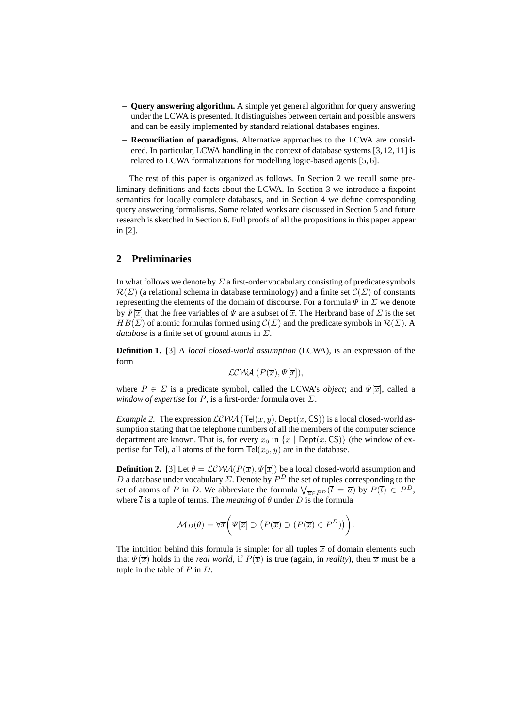- **Query answering algorithm.** A simple yet general algorithm for query answering under the LCWA is presented. It distinguishes between certain and possible answers and can be easily implemented by standard relational databases engines.
- **Reconciliation of paradigms.** Alternative approaches to the LCWA are considered. In particular, LCWA handling in the context of database systems [3, 12, 11] is related to LCWA formalizations for modelling logic-based agents [5, 6].

The rest of this paper is organized as follows. In Section 2 we recall some preliminary definitions and facts about the LCWA. In Section 3 we introduce a fixpoint semantics for locally complete databases, and in Section 4 we define corresponding query answering formalisms. Some related works are discussed in Section 5 and future research is sketched in Section 6. Full proofs of all the propositions in this paper appear in [2].

## 2 Preliminaries

In what follows we denote by $\Sigma$ a first-order vocabulary consisting of predicate symbols $\mathcal{R}(\Sigma)$ (a relational schema in database terminology) and a finite set $\mathcal{C}(\Sigma)$ of constants representing the elements of the domain of discourse. For a formula $\Psi$ in $\Sigma$ we denote by $\Psi[\overline{x}]$ that the free variables of $\Psi$ are a subset of $\overline{x}$. The Herbrand base of $\Sigma$ is the set $HB(\Sigma)$ of atomic formulas formed using $\mathcal{C}(\Sigma)$ and the predicate symbols in $\mathcal{R}(\Sigma)$. A *database* is a finite set of ground atoms in $\Sigma$.

**Definition 1.** [3] A *local closed-world assumption* (LCWA), is an expression of the form

$$\mathcal{LCWA}\,(P(\overline{x}), \Psi[\overline{x}]),$$

where $P \in \Sigma$ is a predicate symbol, called the LCWA's *object*; and $\Psi[\overline{x}]$, called a *window of expertise* for $P$, is a first-order formula over $\Sigma$.

*Example 2.* The expression $\mathcal{LCWA}\,(\mathsf{Tel}(x,y), \mathsf{Dept}(x,\mathsf{CS}))$ is a local closed-world assumption stating that the telephone numbers of all the members of the computer science department are known. That is, for every $x_0$ in $\{x \mid \mathsf{Dept}(x,\mathsf{CS})\}$ (the window of expertise for Tel), all atoms of the form $\mathsf{Tel}(x_0,y)$ are in the database.

**Definition 2.** [3] Let $\theta = \mathcal{LCWA}(P(\overline{x}), \Psi[\overline{x}])$ be a local closed-world assumption and $D$ a database under vocabulary $\Sigma$. Denote by $P^D$ the set of tuples corresponding to the set of atoms of $P$ in $D$. We abbreviate the formula $\bigvee_{\overline{a} \in P^D}(\overline{t} = \overline{a})$ by $P(\overline{t}) \in P^D$, where $\overline{t}$ is a tuple of terms. The *meaning* of $\theta$ under $D$ is the formula

$$\mathcal{M}_D(\theta) = \forall \overline{x}\bigg( \Psi[\overline{x}] \supset \big( P(\overline{x}) \supset (P(\overline{x}) \in P^D) \big) \bigg).$$

The intuition behind this formula is simple: for all tuples $\overline{x}$ of domain elements such that $\Psi(\overline{x})$ holds in the *real world*, if $P(\overline{x})$ is true (again, in *reality*), then $\overline{x}$ must be a tuple in the table of $P$ in $D$.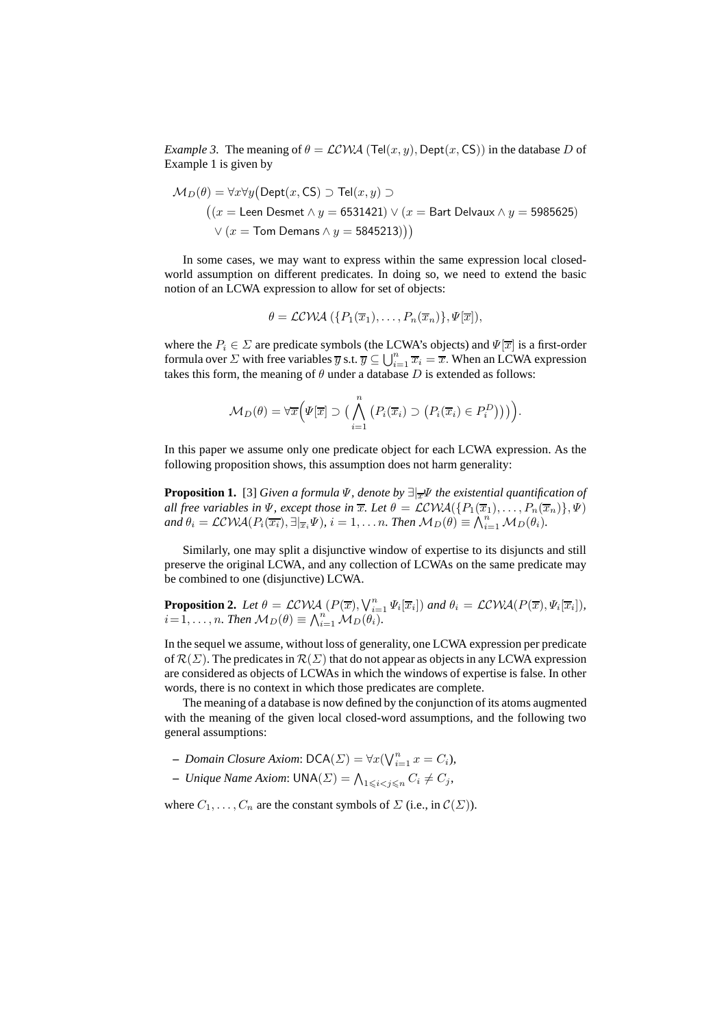*Example 3.* The meaning of $\theta = \mathcal{LCWA}\,(\mathsf{Tel}(x,y), \mathsf{Dept}(x,\mathsf{CS}))$ in the database $D$ of Example 1 is given by

$$
\begin{aligned}
\mathcal{M}_D(\theta) = \forall x \forall y \big(&\mathsf{Dept}(x,\mathsf{CS}) \supset \mathsf{Tel}(x,y) \supset \\
&\big((x = \mathsf{Leen\ Desmet} \wedge y = \mathsf{6531421}) \vee (x = \mathsf{Bart\ Delvaux} \wedge y = \mathsf{5985625}) \\
&\vee (x = \mathsf{Tom\ Demans} \wedge y = \mathsf{5845213})\big)\big)
\end{aligned}
$$

In some cases, we may want to express within the same expression local closed-world assumption on different predicates. In doing so, we need to extend the basic notion of an LCWA expression to allow for set of objects:

$$
\theta = \mathcal{LCWA}\,(\{P_1(\overline{x}_1), \ldots, P_n(\overline{x}_n)\}, \Psi[\overline{x}]),
$$

where the $P_i \in \Sigma$ are predicate symbols (the LCWA's objects) and $\Psi[\overline{x}]$ is a first-order formula over $\Sigma$ with free variables $\overline{y}$ s.t. $\overline{y} \subseteq \bigcup_{i=1}^{n} \overline{x}_i = \overline{x}$. When an LCWA expression takes this form, the meaning of $\theta$ under a database $D$ is extended as follows:

$$
\mathcal{M}_D(\theta) = \forall \overline{x} \Big( \Psi[\overline{x}] \supset \big( \bigwedge_{i=1}^{n} \big( P_i(\overline{x}_i) \supset \big( P_i(\overline{x}_i) \in P_i^D \big) \big) \big) \Big).
$$

In this paper we assume only one predicate object for each LCWA expression. As the following proposition shows, this assumption does not harm generality:

**Proposition 1.** [3] *Given a formula $\Psi$, denote by $\exists|_{\overline{x}}\Psi$ the existential quantification of all free variables in $\Psi$, except those in $\overline{x}$. Let $\theta = \mathcal{LCWA}(\{P_1(\overline{x}_1), \ldots, P_n(\overline{x}_n)\}, \Psi)$ and $\theta_i = \mathcal{LCWA}(P_i(\overline{x_i}), \exists|_{\overline{x}_i}\Psi)$, $i = 1, \ldots n$. Then $\mathcal{M}_D(\theta) \equiv \bigwedge_{i=1}^{n} \mathcal{M}_D(\theta_i)$.*

Similarly, one may split a disjunctive window of expertise to its disjuncts and still preserve the original LCWA, and any collection of LCWAs on the same predicate may be combined to one (disjunctive) LCWA.

**Proposition 2.** *Let $\theta = \mathcal{LCWA}\,(P(\overline{x}), \bigvee_{i=1}^{n} \Psi_i[\overline{x}_i])$ and $\theta_i = \mathcal{LCWA}(P(\overline{x}), \Psi_i[\overline{x}_i])$, $i = 1, \ldots, n$. Then $\mathcal{M}_D(\theta) \equiv \bigwedge_{i=1}^{n} \mathcal{M}_D(\theta_i)$.*

In the sequel we assume, without loss of generality, one LCWA expression per predicate of $\mathcal{R}(\Sigma)$. The predicates in $\mathcal{R}(\Sigma)$ that do not appear as objects in any LCWA expression are considered as objects of LCWAs in which the windows of expertise is false. In other words, there is no context in which those predicates are complete.

The meaning of a database is now defined by the conjunction of its atoms augmented with the meaning of the given local closed-word assumptions, and the following two general assumptions:

- *Domain Closure Axiom*: $\mathsf{DCA}(\Sigma) = \forall x (\bigvee_{i=1}^{n} x = C_i)$,
- *Unique Name Axiom*: $\mathsf{UNA}(\Sigma) = \bigwedge_{1 \leqslant i < j \leqslant n} C_i \neq C_j$,

where $C_1, \ldots, C_n$ are the constant symbols of $\Sigma$ (i.e., in $\mathcal{C}(\Sigma)$).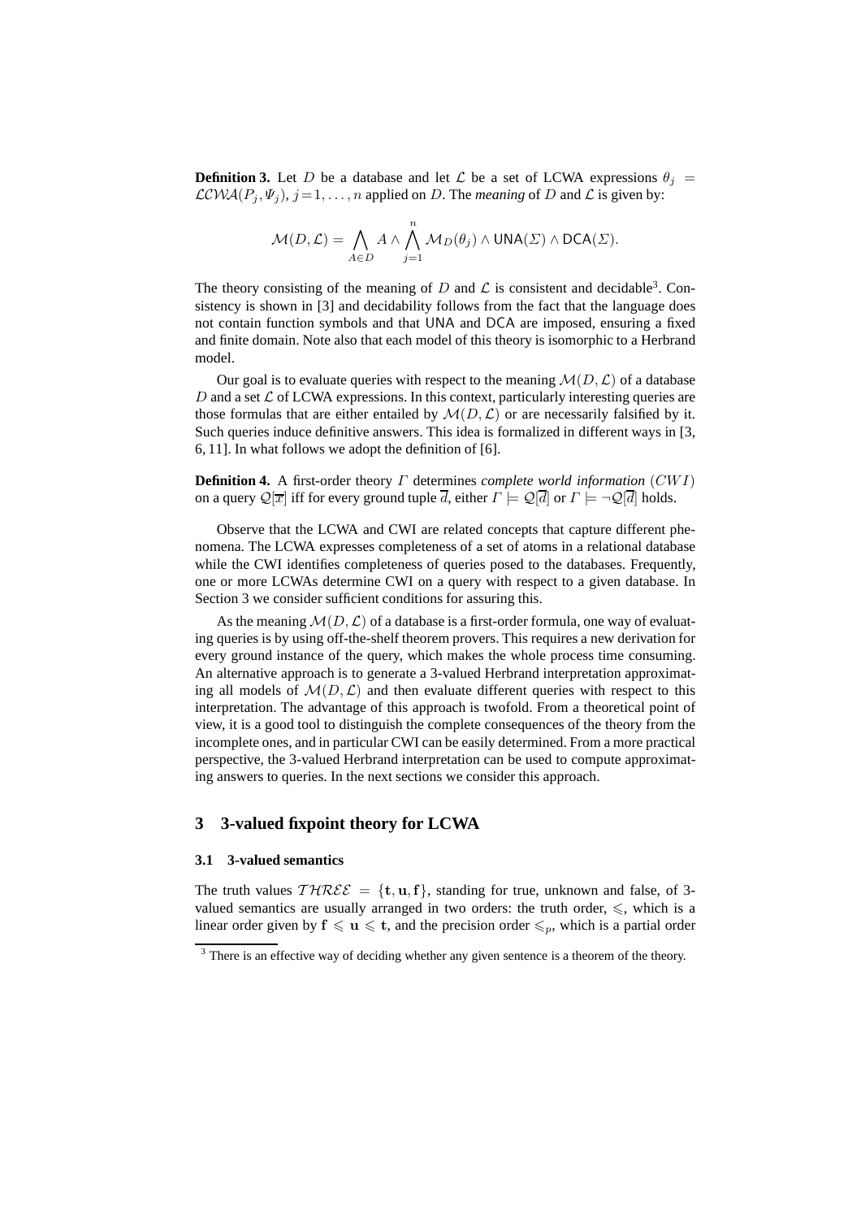**Definition 3.** Let $D$ be a database and let $\mathcal{L}$ be a set of LCWA expressions $\theta_j = \mathcal{LCWA}(P_j, \Psi_j)$, $j = 1, \ldots, n$ applied on $D$. The *meaning* of $D$ and $\mathcal{L}$ is given by:

$$\mathcal{M}(D, \mathcal{L}) = \bigwedge_{A \in D} A \wedge \bigwedge_{j=1}^{n} \mathcal{M}_D(\theta_j) \wedge \mathsf{UNA}(\Sigma) \wedge \mathsf{DCA}(\Sigma).$$

The theory consisting of the meaning of $D$ and $\mathcal{L}$ is consistent and decidable[3]. Consistency is shown in [3] and decidability follows from the fact that the language does not contain function symbols and that UNA and DCA are imposed, ensuring a fixed and finite domain. Note also that each model of this theory is isomorphic to a Herbrand model.

Our goal is to evaluate queries with respect to the meaning $\mathcal{M}(D, \mathcal{L})$ of a database $D$ and a set $\mathcal{L}$ of LCWA expressions. In this context, particularly interesting queries are those formulas that are either entailed by $\mathcal{M}(D, \mathcal{L})$ or are necessarily falsified by it. Such queries induce definitive answers. This idea is formalized in different ways in [3, 6, 11]. In what follows we adopt the definition of [6].

**Definition 4.** A first-order theory $\Gamma$ determines *complete world information* $(CWI)$ on a query $\mathcal{Q}[\overline{x}]$ iff for every ground tuple $\overline{d}$, either $\Gamma \models \mathcal{Q}[\overline{d}]$ or $\Gamma \models \neg\mathcal{Q}[\overline{d}]$ holds.

Observe that the LCWA and CWI are related concepts that capture different phenomena. The LCWA expresses completeness of a set of atoms in a relational database while the CWI identifies completeness of queries posed to the databases. Frequently, one or more LCWAs determine CWI on a query with respect to a given database. In Section 3 we consider sufficient conditions for assuring this.

As the meaning $\mathcal{M}(D, \mathcal{L})$ of a database is a first-order formula, one way of evaluating queries is by using off-the-shelf theorem provers. This requires a new derivation for every ground instance of the query, which makes the whole process time consuming. An alternative approach is to generate a 3-valued Herbrand interpretation approximating all models of $\mathcal{M}(D, \mathcal{L})$ and then evaluate different queries with respect to this interpretation. The advantage of this approach is twofold. From a theoretical point of view, it is a good tool to distinguish the complete consequences of the theory from the incomplete ones, and in particular CWI can be easily determined. From a more practical perspective, the 3-valued Herbrand interpretation can be used to compute approximating answers to queries. In the next sections we consider this approach.

## 3 3-valued fixpoint theory for LCWA

### 3.1 3-valued semantics

The truth values $\mathcal{THREE} = \{\mathbf{t}, \mathbf{u}, \mathbf{f}\}$, standing for true, unknown and false, of 3-valued semantics are usually arranged in two orders: the truth order, $\leqslant$, which is a linear order given by $\mathbf{f} \leqslant \mathbf{u} \leqslant \mathbf{t}$, and the precision order $\leqslant_p$, which is a partial order

[3] There is an effective way of deciding whether any given sentence is a theorem of the theory.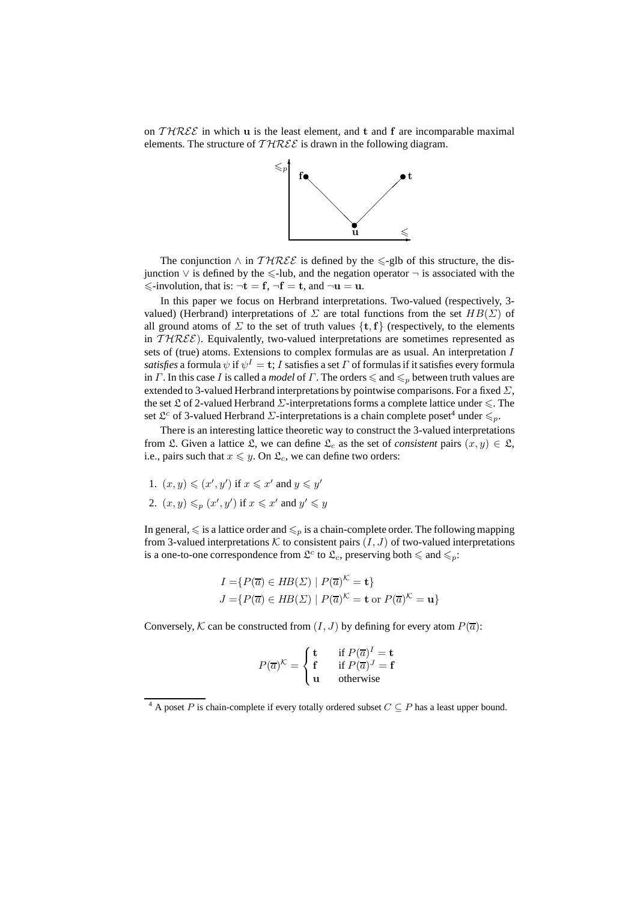on $\mathcal{THREE}$ in which $\mathbf{u}$ is the least element, and $\mathbf{t}$ and $\mathbf{f}$ are incomparable maximal elements. The structure of $\mathcal{THREE}$ is drawn in the following diagram.

The conjunction $\wedge$ in $\mathcal{THREE}$ is defined by the $\leqslant$-glb of this structure, the disjunction $\vee$ is defined by the $\leqslant$-lub, and the negation operator $\neg$ is associated with the $\leqslant$-involution, that is: $\neg\mathbf{t} = \mathbf{f}$, $\neg\mathbf{f} = \mathbf{t}$, and $\neg\mathbf{u} = \mathbf{u}$.

In this paper we focus on Herbrand interpretations. Two-valued (respectively, 3-valued) (Herbrand) interpretations of $\Sigma$ are total functions from the set $HB(\Sigma)$ of all ground atoms of $\Sigma$ to the set of truth values $\{\mathbf{t}, \mathbf{f}\}$ (respectively, to the elements in $\mathcal{THREE}$). Equivalently, two-valued interpretations are sometimes represented as sets of (true) atoms. Extensions to complex formulas are as usual. An interpretation $I$ *satisfies* a formula $\psi$ if $\psi^I = \mathbf{t}$; $I$ satisfies a set $\Gamma$ of formulas if it satisfies every formula in $\Gamma$. In this case $I$ is called a *model* of $\Gamma$. The orders $\leqslant$ and $\leqslant_p$ between truth values are extended to 3-valued Herbrand interpretations by pointwise comparisons. For a fixed $\Sigma$, the set $\mathfrak{L}$ of 2-valued Herbrand $\Sigma$-interpretations forms a complete lattice under $\leqslant$. The set $\mathfrak{L}^c$ of 3-valued Herbrand $\Sigma$-interpretations is a chain complete poset[4] under $\leqslant_p$.

There is an interesting lattice theoretic way to construct the 3-valued interpretations from $\mathfrak{L}$. Given a lattice $\mathfrak{L}$, we can define $\mathfrak{L}_c$ as the set of *consistent* pairs $(x, y) \in \mathfrak{L}$, i.e., pairs such that $x \leqslant y$. On $\mathfrak{L}_c$, we can define two orders:

1. $(x, y) \leqslant (x', y')$ if $x \leqslant x'$ and $y \leqslant y'$
2. $(x, y) \leqslant_p (x', y')$ if $x \leqslant x'$ and $y' \leqslant y$

In general, $\leqslant$ is a lattice order and $\leqslant_p$ is a chain-complete order. The following mapping from 3-valued interpretations $\mathcal{K}$ to consistent pairs $(I, J)$ of two-valued interpretations is a one-to-one correspondence from $\mathfrak{L}^c$ to $\mathfrak{L}_c$, preserving both $\leqslant$ and $\leqslant_p$:

$$I = \{P(\overline{a}) \in HB(\Sigma) \mid P(\overline{a})^{\mathcal{K}} = \mathbf{t}\}$$
$$J = \{P(\overline{a}) \in HB(\Sigma) \mid P(\overline{a})^{\mathcal{K}} = \mathbf{t} \text{ or } P(\overline{a})^{\mathcal{K}} = \mathbf{u}\}$$

Conversely, $\mathcal{K}$ can be constructed from $(I, J)$ by defining for every atom $P(\overline{a})$:

$$P(\overline{a})^{\mathcal{K}} = \begin{cases} \mathbf{t} & \text{if } P(\overline{a})^I = \mathbf{t} \\ \mathbf{f} & \text{if } P(\overline{a})^J = \mathbf{f} \\ \mathbf{u} & \text{otherwise} \end{cases}$$

[4] A poset $P$ is chain-complete if every totally ordered subset $C \subseteq P$ has a least upper bound.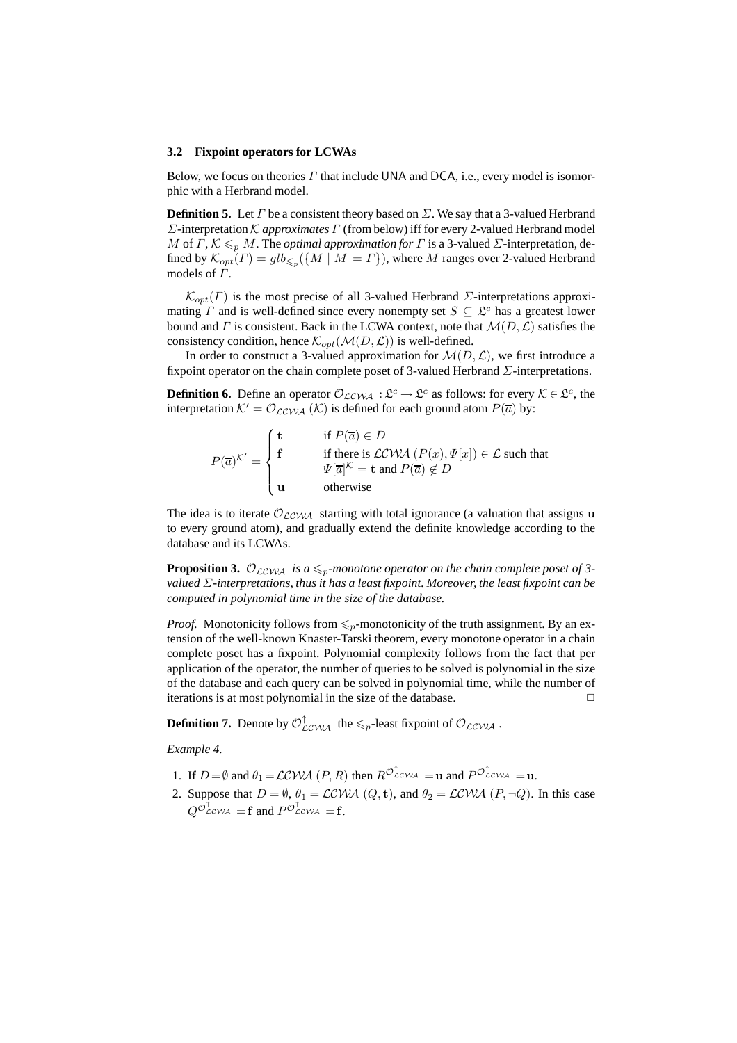### 3.2 Fixpoint operators for LCWAs

Below, we focus on theories $\Gamma$ that include UNA and DCA, i.e., every model is isomorphic with a Herbrand model.

**Definition 5.** Let $\Gamma$ be a consistent theory based on $\Sigma$. We say that a 3-valued Herbrand $\Sigma$-interpretation $\mathcal{K}$ *approximates* $\Gamma$ (from below) iff for every 2-valued Herbrand model $M$ of $\Gamma$, $\mathcal{K} \leqslant_p M$. The *optimal approximation for* $\Gamma$ is a 3-valued $\Sigma$-interpretation, defined by $\mathcal{K}_{opt}(\Gamma) = glb_{\leqslant_p}(\{M \mid M \models \Gamma\})$, where $M$ ranges over 2-valued Herbrand models of $\Gamma$.

$\mathcal{K}_{opt}(\Gamma)$ is the most precise of all 3-valued Herbrand $\Sigma$-interpretations approximating $\Gamma$ and is well-defined since every nonempty set $S \subseteq \mathfrak{L}^c$ has a greatest lower bound and $\Gamma$ is consistent. Back in the LCWA context, note that $\mathcal{M}(D, \mathcal{L})$ satisfies the consistency condition, hence $\mathcal{K}_{opt}(\mathcal{M}(D, \mathcal{L}))$ is well-defined.

In order to construct a 3-valued approximation for $\mathcal{M}(D, \mathcal{L})$, we first introduce a fixpoint operator on the chain complete poset of 3-valued Herbrand $\Sigma$-interpretations.

**Definition 6.** Define an operator $\mathcal{O}_{\mathcal{LCWA}} : \mathfrak{L}^c \to \mathfrak{L}^c$ as follows: for every $\mathcal{K} \in \mathfrak{L}^c$, the interpretation $\mathcal{K}' = \mathcal{O}_{\mathcal{LCWA}}(\mathcal{K})$ is defined for each ground atom $P(\overline{a})$ by:

$$P(\overline{a})^{\mathcal{K}'} = \begin{cases} \mathbf{t} & \text{if } P(\overline{a}) \in D \\ \mathbf{f} & \text{if there is } \mathcal{LCWA}\ (P(\overline{x}), \Psi[\overline{x}]) \in \mathcal{L} \text{ such that} \\ & \Psi[\overline{a}]^{\mathcal{K}} = \mathbf{t} \text{ and } P(\overline{a}) \notin D \\ \mathbf{u} & \text{otherwise} \end{cases}$$

The idea is to iterate $\mathcal{O}_{\mathcal{LCWA}}$ starting with total ignorance (a valuation that assigns $\mathbf{u}$ to every ground atom), and gradually extend the definite knowledge according to the database and its LCWAs.

**Proposition 3.** *$\mathcal{O}_{\mathcal{LCWA}}$ is a $\leqslant_p$-monotone operator on the chain complete poset of 3-valued $\Sigma$-interpretations, thus it has a least fixpoint. Moreover, the least fixpoint can be computed in polynomial time in the size of the database.*

*Proof.* Monotonicity follows from $\leqslant_p$-monotonicity of the truth assignment. By an extension of the well-known Knaster-Tarski theorem, every monotone operator in a chain complete poset has a fixpoint. Polynomial complexity follows from the fact that per application of the operator, the number of queries to be solved is polynomial in the size of the database and each query can be solved in polynomial time, while the number of iterations is at most polynomial in the size of the database. □

**Definition 7.** Denote by $\mathcal{O}^{\uparrow}_{\mathcal{LCWA}}$ the $\leqslant_p$-least fixpoint of $\mathcal{O}_{\mathcal{LCWA}}$.

*Example 4.*

1. If $D = \emptyset$ and $\theta_1 = \mathcal{LCWA}\ (P, R)$ then $R^{\mathcal{O}^{\uparrow}_{\mathcal{LCWA}}} = \mathbf{u}$ and $P^{\mathcal{O}^{\uparrow}_{\mathcal{LCWA}}} = \mathbf{u}$.
2. Suppose that $D = \emptyset$, $\theta_1 = \mathcal{LCWA}\ (Q, \mathbf{t})$, and $\theta_2 = \mathcal{LCWA}\ (P, \neg Q)$. In this case $Q^{\mathcal{O}^{\uparrow}_{\mathcal{LCWA}}} = \mathbf{f}$ and $P^{\mathcal{O}^{\uparrow}_{\mathcal{LCWA}}} = \mathbf{f}$.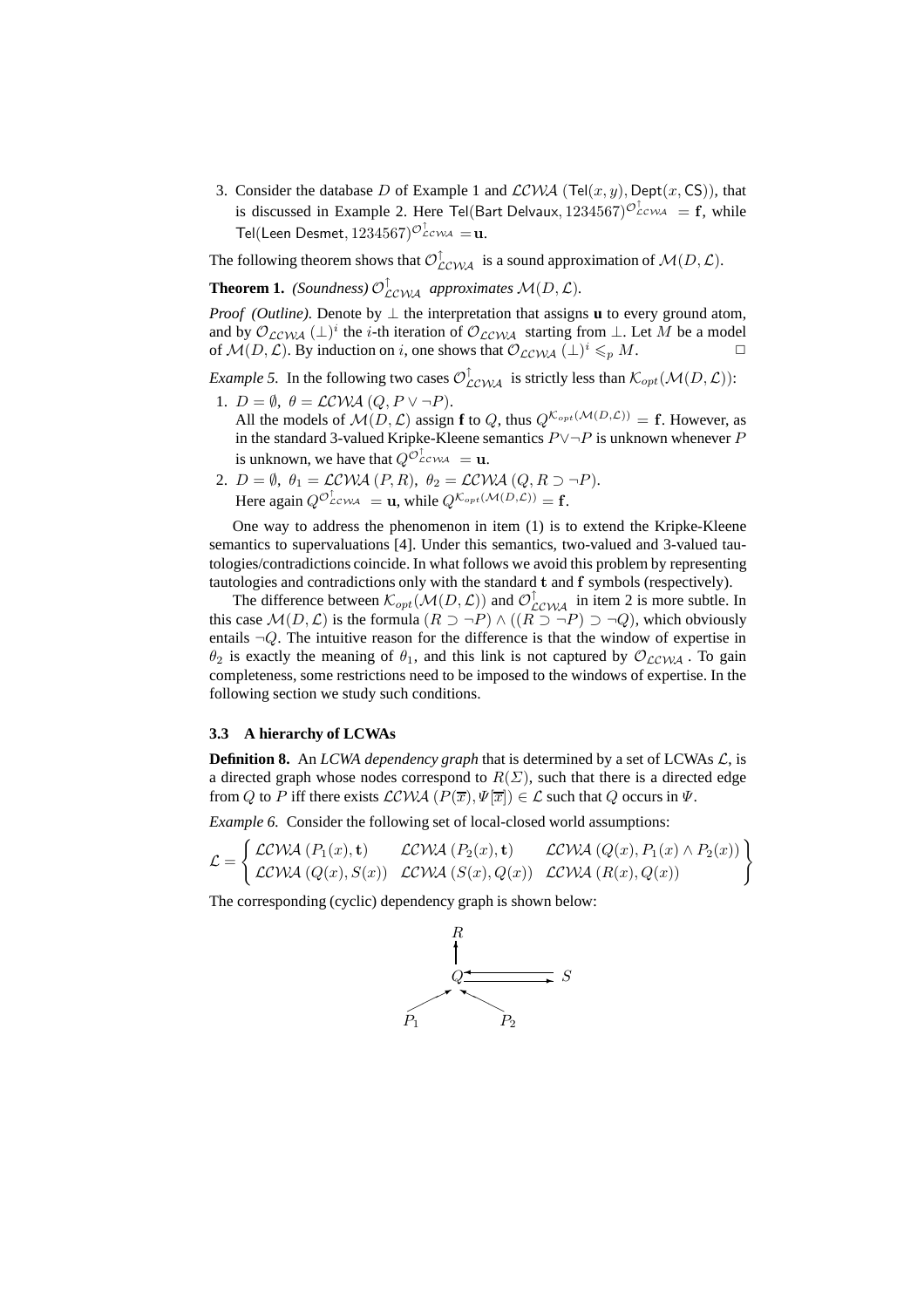3. Consider the database $D$ of Example 1 and $\mathcal{LCWA}(\mathsf{Tel}(x,y), \mathsf{Dept}(x, \mathsf{CS}))$, that is discussed in Example 2. Here $\mathsf{Tel}(\mathsf{Bart\ Delvaux}, 1234567)^{\mathcal{O}^{\uparrow}_{\mathcal{LCWA}}} = \mathbf{f}$, while $\mathsf{Tel}(\mathsf{Leen\ Desmet}, 1234567)^{\mathcal{O}^{\uparrow}_{\mathcal{LCWA}}} = \mathbf{u}$.

The following theorem shows that $\mathcal{O}^{\uparrow}_{\mathcal{LCWA}}$ is a sound approximation of $\mathcal{M}(D, \mathcal{L})$.

**Theorem 1.** *(Soundness)* $\mathcal{O}^{\uparrow}_{\mathcal{LCWA}}$ *approximates* $\mathcal{M}(D, \mathcal{L})$.

*Proof (Outline).* Denote by $\bot$ the interpretation that assigns **u** to every ground atom, and by $\mathcal{O}_{\mathcal{LCWA}}(\bot)^i$ the $i$-th iteration of $\mathcal{O}_{\mathcal{LCWA}}$ starting from $\bot$. Let $M$ be a model of $\mathcal{M}(D, \mathcal{L})$. By induction on $i$, one shows that $\mathcal{O}_{\mathcal{LCWA}}(\bot)^i \leqslant_p M$. □

*Example 5.* In the following two cases $\mathcal{O}^{\uparrow}_{\mathcal{LCWA}}$ is strictly less than $\mathcal{K}_{opt}(\mathcal{M}(D, \mathcal{L}))$:

1. $D = \emptyset$, $\theta = \mathcal{LCWA}(Q, P \vee \neg P)$.
   All the models of $\mathcal{M}(D, \mathcal{L})$ assign **f** to $Q$, thus $Q^{\mathcal{K}_{opt}(\mathcal{M}(D,\mathcal{L}))} = \mathbf{f}$. However, as in the standard 3-valued Kripke-Kleene semantics $P \vee \neg P$ is unknown whenever $P$ is unknown, we have that $Q^{\mathcal{O}^{\uparrow}_{\mathcal{LCWA}}} = \mathbf{u}$.
2. $D = \emptyset$, $\theta_1 = \mathcal{LCWA}(P, R)$, $\theta_2 = \mathcal{LCWA}(Q, R \supset \neg P)$.
   Here again $Q^{\mathcal{O}^{\uparrow}_{\mathcal{LCWA}}} = \mathbf{u}$, while $Q^{\mathcal{K}_{opt}(\mathcal{M}(D,\mathcal{L}))} = \mathbf{f}$.

One way to address the phenomenon in item (1) is to extend the Kripke-Kleene semantics to supervaluations [4]. Under this semantics, two-valued and 3-valued tautologies/contradictions coincide. In what follows we avoid this problem by representing tautologies and contradictions only with the standard $\mathbf{t}$ and $\mathbf{f}$ symbols (respectively).

The difference between $\mathcal{K}_{opt}(\mathcal{M}(D, \mathcal{L}))$ and $\mathcal{O}^{\uparrow}_{\mathcal{LCWA}}$ in item 2 is more subtle. In this case $\mathcal{M}(D, \mathcal{L})$ is the formula $(R \supset \neg P) \wedge ((R \supset \neg P) \supset \neg Q)$, which obviously entails $\neg Q$. The intuitive reason for the difference is that the window of expertise in $\theta_2$ is exactly the meaning of $\theta_1$, and this link is not captured by $\mathcal{O}_{\mathcal{LCWA}}$. To gain completeness, some restrictions need to be imposed to the windows of expertise. In the following section we study such conditions.

### 3.3 A hierarchy of LCWAs

**Definition 8.** An *LCWA dependency graph* that is determined by a set of LCWAs $\mathcal{L}$, is a directed graph whose nodes correspond to $R(\Sigma)$, such that there is a directed edge from $Q$ to $P$ iff there exists $\mathcal{LCWA}(P(\overline{x}), \Psi[\overline{x}]) \in \mathcal{L}$ such that $Q$ occurs in $\Psi$.

*Example 6.* Consider the following set of local-closed world assumptions:

$$\mathcal{L} = \left\{ \begin{array}{lll} \mathcal{LCWA}(P_1(x), \mathbf{t}) & \mathcal{LCWA}(P_2(x), \mathbf{t}) & \mathcal{LCWA}(Q(x), P_1(x) \wedge P_2(x)) \\ \mathcal{LCWA}(Q(x), S(x)) & \mathcal{LCWA}(S(x), Q(x)) & \mathcal{LCWA}(R(x), Q(x)) \end{array} \right\}$$

The corresponding (cyclic) dependency graph is shown below:

```
        R
        ↑
        Q ⇄ S
      ↗   ↖
    P1     P2
```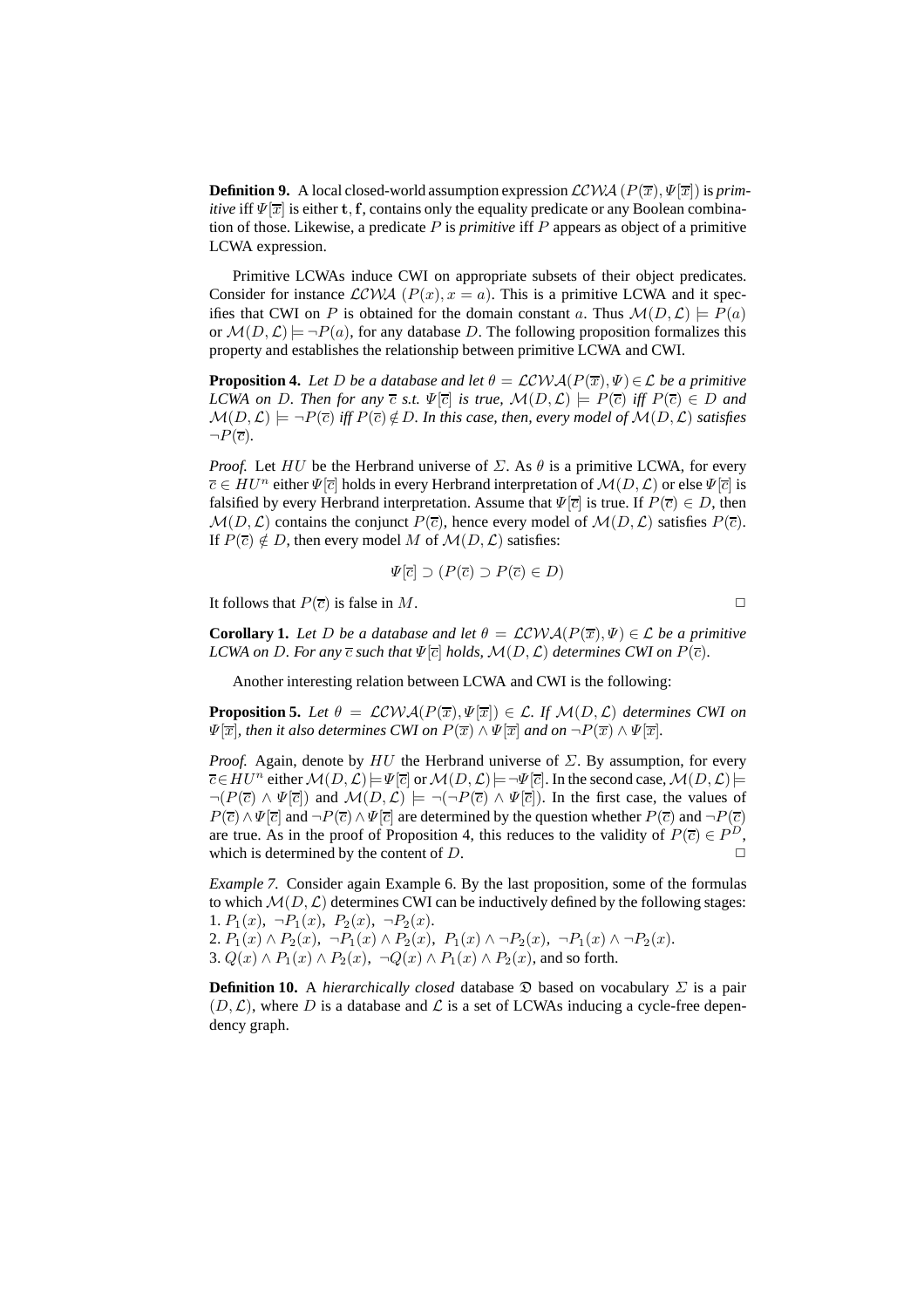**Definition 9.** A local closed-world assumption expression $\mathcal{LCWA}\,(P(\overline{x}), \Psi[\overline{x}])$ is *primitive* iff $\Psi[\overline{x}]$ is either $\mathtt{t}, \mathtt{f}$, contains only the equality predicate or any Boolean combination of those. Likewise, a predicate $P$ is *primitive* iff $P$ appears as object of a primitive LCWA expression.

Primitive LCWAs induce CWI on appropriate subsets of their object predicates. Consider for instance $\mathcal{LCWA}\,(P(x), x = a)$. This is a primitive LCWA and it specifies that CWI on $P$ is obtained for the domain constant $a$. Thus $\mathcal{M}(D, \mathcal{L}) \models P(a)$ or $\mathcal{M}(D, \mathcal{L}) \models \neg P(a)$, for any database $D$. The following proposition formalizes this property and establishes the relationship between primitive LCWA and CWI.

**Proposition 4.** *Let $D$ be a database and let $\theta = \mathcal{LCWA}(P(\overline{x}), \Psi) \in \mathcal{L}$ be a primitive LCWA on $D$. Then for any $\overline{c}$ s.t. $\Psi[\overline{c}]$ is true, $\mathcal{M}(D, \mathcal{L}) \models P(\overline{c})$ iff $P(\overline{c}) \in D$ and $\mathcal{M}(D, \mathcal{L}) \models \neg P(\overline{c})$ iff $P(\overline{c}) \notin D$. In this case, then, every model of $\mathcal{M}(D, \mathcal{L})$ satisfies $\neg P(\overline{c})$.*

*Proof.* Let $HU$ be the Herbrand universe of $\Sigma$. As $\theta$ is a primitive LCWA, for every $\overline{c} \in HU^n$ either $\Psi[\overline{c}]$ holds in every Herbrand interpretation of $\mathcal{M}(D, \mathcal{L})$ or else $\Psi[\overline{c}]$ is falsified by every Herbrand interpretation. Assume that $\Psi[\overline{c}]$ is true. If $P(\overline{c}) \in D$, then $\mathcal{M}(D, \mathcal{L})$ contains the conjunct $P(\overline{c})$, hence every model of $\mathcal{M}(D, \mathcal{L})$ satisfies $P(\overline{c})$. If $P(\overline{c}) \notin D$, then every model $M$ of $\mathcal{M}(D, \mathcal{L})$ satisfies:

$$\Psi[\overline{c}] \supset (P(\overline{c}) \supset P(\overline{c}) \in D)$$

It follows that $P(\overline{c})$ is false in $M$. $\square$

**Corollary 1.** *Let $D$ be a database and let $\theta = \mathcal{LCWA}(P(\overline{x}), \Psi) \in \mathcal{L}$ be a primitive LCWA on $D$. For any $\overline{c}$ such that $\Psi[\overline{c}]$ holds, $\mathcal{M}(D, \mathcal{L})$ determines CWI on $P(\overline{c})$.*

Another interesting relation between LCWA and CWI is the following:

**Proposition 5.** *Let $\theta = \mathcal{LCWA}(P(\overline{x}), \Psi[\overline{x}]) \in \mathcal{L}$. If $\mathcal{M}(D, \mathcal{L})$ determines CWI on $\Psi[\overline{x}]$, then it also determines CWI on $P(\overline{x}) \wedge \Psi[\overline{x}]$ and on $\neg P(\overline{x}) \wedge \Psi[\overline{x}]$.*

*Proof.* Again, denote by $HU$ the Herbrand universe of $\Sigma$. By assumption, for every $\overline{c} \in HU^n$ either $\mathcal{M}(D, \mathcal{L}) \models \Psi[\overline{c}]$ or $\mathcal{M}(D, \mathcal{L}) \models \neg\Psi[\overline{c}]$. In the second case, $\mathcal{M}(D, \mathcal{L}) \models \neg(P(\overline{c}) \wedge \Psi[\overline{c}])$ and $\mathcal{M}(D, \mathcal{L}) \models \neg(\neg P(\overline{c}) \wedge \Psi[\overline{c}])$. In the first case, the values of $P(\overline{c}) \wedge \Psi[\overline{c}]$ and $\neg P(\overline{c}) \wedge \Psi[\overline{c}]$ are determined by the question whether $P(\overline{c})$ and $\neg P(\overline{c})$ are true. As in the proof of Proposition 4, this reduces to the validity of $P(\overline{c}) \in P^D$, which is determined by the content of $D$. $\square$

*Example 7.* Consider again Example 6. By the last proposition, some of the formulas to which $\mathcal{M}(D, \mathcal{L})$ determines CWI can be inductively defined by the following stages:
1. $P_1(x),\ \neg P_1(x),\ P_2(x),\ \neg P_2(x)$.
2. $P_1(x) \wedge P_2(x),\ \neg P_1(x) \wedge P_2(x),\ P_1(x) \wedge \neg P_2(x),\ \neg P_1(x) \wedge \neg P_2(x)$.
3. $Q(x) \wedge P_1(x) \wedge P_2(x),\ \neg Q(x) \wedge P_1(x) \wedge P_2(x)$, and so forth.

**Definition 10.** A *hierarchically closed* database $\mathfrak{D}$ based on vocabulary $\Sigma$ is a pair $(D, \mathcal{L})$, where $D$ is a database and $\mathcal{L}$ is a set of LCWAs inducing a cycle-free dependency graph.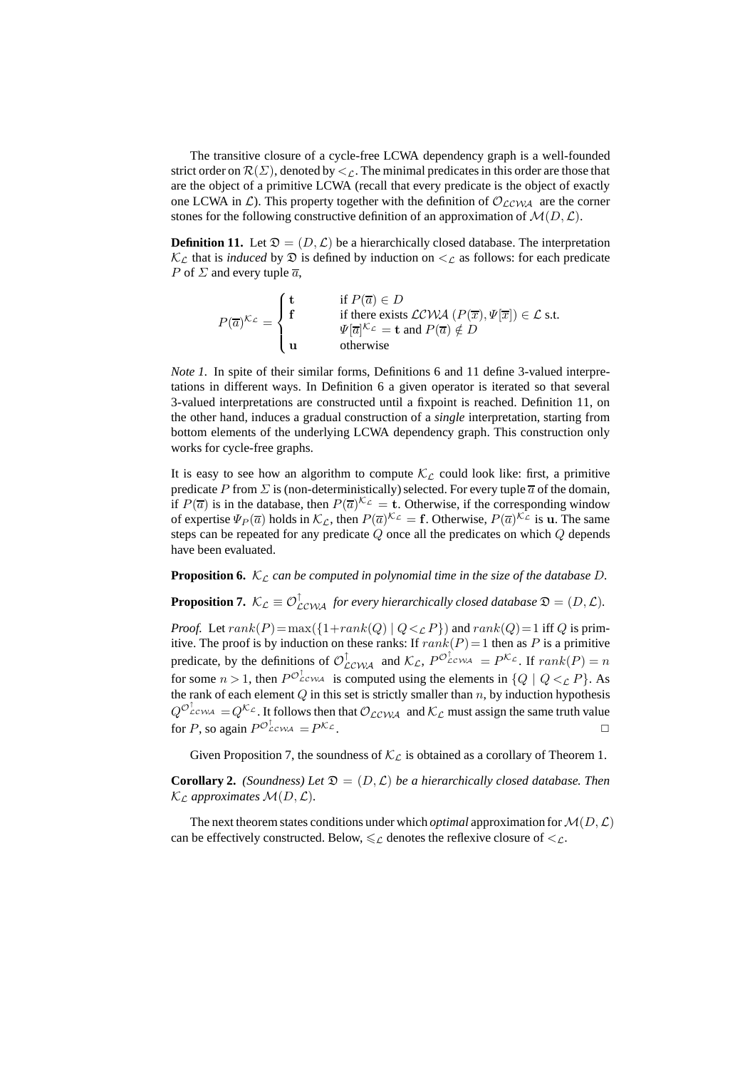The transitive closure of a cycle-free LCWA dependency graph is a well-founded strict order on $\mathcal{R}(\Sigma)$, denoted by $<_{\mathcal{L}}$. The minimal predicates in this order are those that are the object of a primitive LCWA (recall that every predicate is the object of exactly one LCWA in $\mathcal{L}$). This property together with the definition of $\mathcal{O}_{\mathcal{LCWA}}$ are the corner stones for the following constructive definition of an approximation of $\mathcal{M}(D,\mathcal{L})$.

**Definition 11.** Let $\mathfrak{D} = (D, \mathcal{L})$ be a hierarchically closed database. The interpretation $\mathcal{K}_{\mathcal{L}}$ that is *induced* by $\mathfrak{D}$ is defined by induction on $<_{\mathcal{L}}$ as follows: for each predicate $P$ of $\Sigma$ and every tuple $\overline{a}$,

$$P(\overline{a})^{\mathcal{K}_{\mathcal{L}}} = \begin{cases} \mathbf{t} & \text{if } P(\overline{a}) \in D \\ \mathbf{f} & \text{if there exists } \mathcal{LCWA}\ (P(\overline{x}), \Psi[\overline{x}]) \in \mathcal{L} \text{ s.t.} \\ & \Psi[\overline{a}]^{\mathcal{K}_{\mathcal{L}}} = \mathbf{t} \text{ and } P(\overline{a}) \notin D \\ \mathbf{u} & \text{otherwise} \end{cases}$$

*Note 1.* In spite of their similar forms, Definitions 6 and 11 define 3-valued interpretations in different ways. In Definition 6 a given operator is iterated so that several 3-valued interpretations are constructed until a fixpoint is reached. Definition 11, on the other hand, induces a gradual construction of a *single* interpretation, starting from bottom elements of the underlying LCWA dependency graph. This construction only works for cycle-free graphs.

It is easy to see how an algorithm to compute $\mathcal{K}_{\mathcal{L}}$ could look like: first, a primitive predicate $P$ from $\Sigma$ is (non-deterministically) selected. For every tuple $\overline{a}$ of the domain, if $P(\overline{a})$ is in the database, then $P(\overline{a})^{\mathcal{K}_{\mathcal{L}}} = \mathbf{t}$. Otherwise, if the corresponding window of expertise $\Psi_P(\overline{a})$ holds in $\mathcal{K}_{\mathcal{L}}$, then $P(\overline{a})^{\mathcal{K}_{\mathcal{L}}} = \mathbf{f}$. Otherwise, $P(\overline{a})^{\mathcal{K}_{\mathcal{L}}}$ is $\mathbf{u}$. The same steps can be repeated for any predicate $Q$ once all the predicates on which $Q$ depends have been evaluated.

**Proposition 6.** *$\mathcal{K}_{\mathcal{L}}$ can be computed in polynomial time in the size of the database $D$.*

**Proposition 7.** *$\mathcal{K}_{\mathcal{L}} \equiv \mathcal{O}^{\uparrow}_{\mathcal{LCWA}}$ for every hierarchically closed database $\mathfrak{D} = (D, \mathcal{L})$.*

*Proof.* Let $rank(P) = \max(\{1 + rank(Q) \mid Q <_{\mathcal{L}} P\})$ and $rank(Q) = 1$ iff $Q$ is primitive. The proof is by induction on these ranks: If $rank(P) = 1$ then as $P$ is a primitive predicate, by the definitions of $\mathcal{O}^{\uparrow}_{\mathcal{LCWA}}$ and $\mathcal{K}_{\mathcal{L}}$, $P^{\mathcal{O}^{\uparrow}_{\mathcal{LCWA}}} = P^{\mathcal{K}_{\mathcal{L}}}$. If $rank(P) = n$ for some $n > 1$, then $P^{\mathcal{O}^{\uparrow}_{\mathcal{LCWA}}}$ is computed using the elements in $\{Q \mid Q <_{\mathcal{L}} P\}$. As the rank of each element $Q$ in this set is strictly smaller than $n$, by induction hypothesis $Q^{\mathcal{O}^{\uparrow}_{\mathcal{LCWA}}} = Q^{\mathcal{K}_{\mathcal{L}}}$. It follows then that $\mathcal{O}_{\mathcal{LCWA}}$ and $\mathcal{K}_{\mathcal{L}}$ must assign the same truth value for $P$, so again $P^{\mathcal{O}^{\uparrow}_{\mathcal{LCWA}}} = P^{\mathcal{K}_{\mathcal{L}}}$. □

Given Proposition 7, the soundness of $\mathcal{K}_{\mathcal{L}}$ is obtained as a corollary of Theorem 1.

**Corollary 2.** *(Soundness) Let $\mathfrak{D} = (D, \mathcal{L})$ be a hierarchically closed database. Then $\mathcal{K}_{\mathcal{L}}$ approximates $\mathcal{M}(D, \mathcal{L})$.*

The next theorem states conditions under which *optimal* approximation for $\mathcal{M}(D, \mathcal{L})$ can be effectively constructed. Below, $\leqslant_{\mathcal{L}}$ denotes the reflexive closure of $<_{\mathcal{L}}$.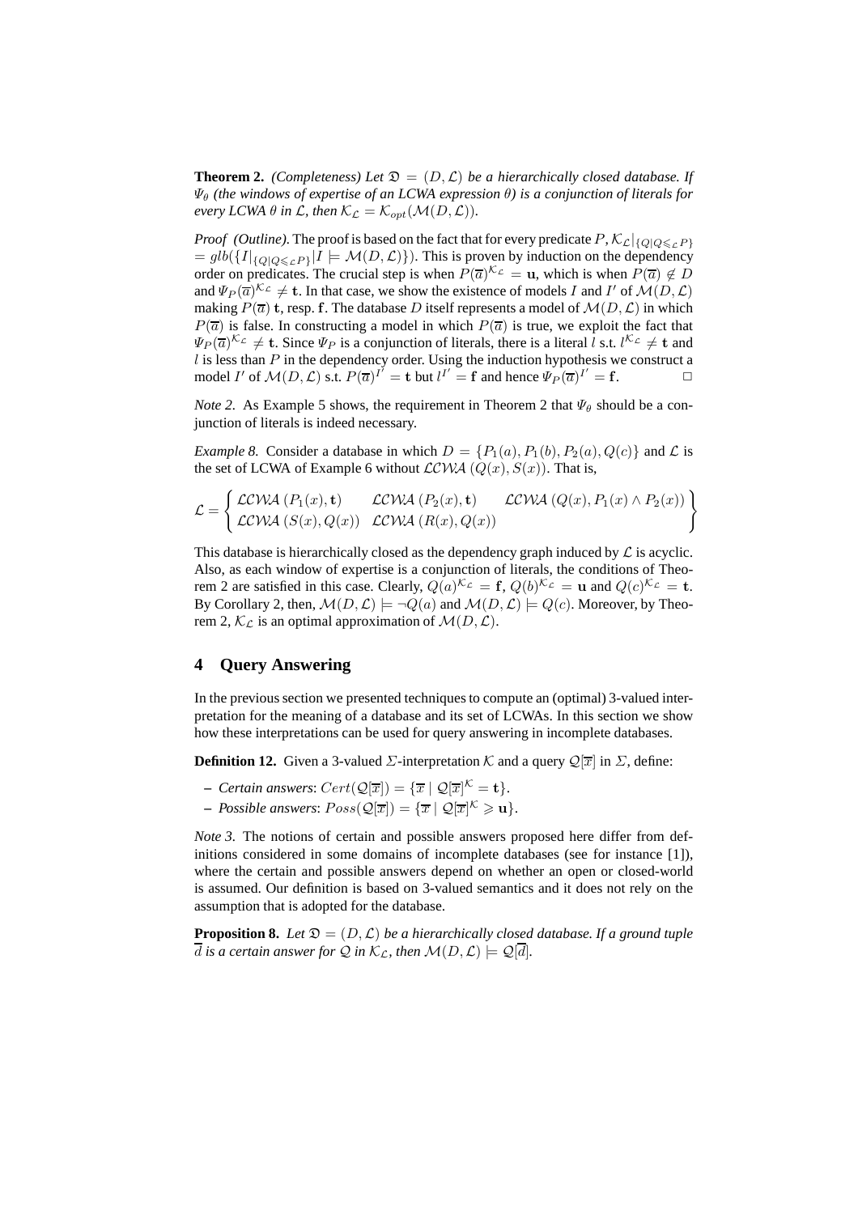**Theorem 2.** *(Completeness) Let $\mathfrak{D} = (D, \mathcal{L})$ be a hierarchically closed database. If $\Psi_\theta$ (the windows of expertise of an LCWA expression $\theta$) is a conjunction of literals for every LCWA $\theta$ in $\mathcal{L}$, then $\mathcal{K}_\mathcal{L} = \mathcal{K}_{opt}(\mathcal{M}(D, \mathcal{L}))$.*

*Proof (Outline).* The proof is based on the fact that for every predicate $P$, $\mathcal{K}_\mathcal{L}|_{\{Q|Q \leqslant_\mathcal{L} P\}} = glb(\{I|_{\{Q|Q \leqslant_\mathcal{L} P\}} | I \models \mathcal{M}(D, \mathcal{L})\})$. This is proven by induction on the dependency order on predicates. The crucial step is when $P(\overline{a})^{\mathcal{K}_\mathcal{L}} = \mathbf{u}$, which is when $P(\overline{a}) \notin D$ and $\Psi_P(\overline{a})^{\mathcal{K}_\mathcal{L}} \neq \mathbf{t}$. In that case, we show the existence of models $I$ and $I'$ of $\mathcal{M}(D, \mathcal{L})$ making $P(\overline{a})$ $\mathbf{t}$, resp. $\mathbf{f}$. The database $D$ itself represents a model of $\mathcal{M}(D, \mathcal{L})$ in which $P(\overline{a})$ is false. In constructing a model in which $P(\overline{a})$ is true, we exploit the fact that $\Psi_P(\overline{a})^{\mathcal{K}_\mathcal{L}} \neq \mathbf{t}$. Since $\Psi_P$ is a conjunction of literals, there is a literal $l$ s.t. $l^{\mathcal{K}_\mathcal{L}} \neq \mathbf{t}$ and $l$ is less than $P$ in the dependency order. Using the induction hypothesis we construct a model $I'$ of $\mathcal{M}(D, \mathcal{L})$ s.t. $P(\overline{a})^{I'} = \mathbf{t}$ but $l^{I'} = \mathbf{f}$ and hence $\Psi_P(\overline{a})^{I'} = \mathbf{f}$. $\square$

*Note 2.* As Example 5 shows, the requirement in Theorem 2 that $\Psi_\theta$ should be a conjunction of literals is indeed necessary.

*Example 8.* Consider a database in which $D = \{P_1(a), P_1(b), P_2(a), Q(c)\}$ and $\mathcal{L}$ is the set of LCWA of Example 6 without $\mathcal{LCWA}\ (Q(x), S(x))$. That is,

$$\mathcal{L} = \left\{ \begin{array}{lll} \mathcal{LCWA}\ (P_1(x), \mathbf{t}) & \mathcal{LCWA}\ (P_2(x), \mathbf{t}) & \mathcal{LCWA}\ (Q(x), P_1(x) \wedge P_2(x)) \\ \mathcal{LCWA}\ (S(x), Q(x)) & \mathcal{LCWA}\ (R(x), Q(x)) & \end{array} \right\}$$

This database is hierarchically closed as the dependency graph induced by $\mathcal{L}$ is acyclic. Also, as each window of expertise is a conjunction of literals, the conditions of Theorem 2 are satisfied in this case. Clearly, $Q(a)^{\mathcal{K}_\mathcal{L}} = \mathbf{f}$, $Q(b)^{\mathcal{K}_\mathcal{L}} = \mathbf{u}$ and $Q(c)^{\mathcal{K}_\mathcal{L}} = \mathbf{t}$. By Corollary 2, then, $\mathcal{M}(D, \mathcal{L}) \models \neg Q(a)$ and $\mathcal{M}(D, \mathcal{L}) \models Q(c)$. Moreover, by Theorem 2, $\mathcal{K}_\mathcal{L}$ is an optimal approximation of $\mathcal{M}(D, \mathcal{L})$.

## 4 Query Answering

In the previous section we presented techniques to compute an (optimal) 3-valued interpretation for the meaning of a database and its set of LCWAs. In this section we show how these interpretations can be used for query answering in incomplete databases.

**Definition 12.** Given a 3-valued $\Sigma$-interpretation $\mathcal{K}$ and a query $\mathcal{Q}[\overline{x}]$ in $\Sigma$, define:

- *Certain answers*: $Cert(\mathcal{Q}[\overline{x}]) = \{\overline{x} \mid \mathcal{Q}[\overline{x}]^\mathcal{K} = \mathbf{t}\}$.
- *Possible answers*: $Poss(\mathcal{Q}[\overline{x}]) = \{\overline{x} \mid \mathcal{Q}[\overline{x}]^\mathcal{K} \geqslant \mathbf{u}\}$.

*Note 3.* The notions of certain and possible answers proposed here differ from definitions considered in some domains of incomplete databases (see for instance [1]), where the certain and possible answers depend on whether an open or closed-world is assumed. Our definition is based on 3-valued semantics and it does not rely on the assumption that is adopted for the database.

**Proposition 8.** *Let $\mathfrak{D} = (D, \mathcal{L})$ be a hierarchically closed database. If a ground tuple $\overline{d}$ is a certain answer for $\mathcal{Q}$ in $\mathcal{K}_\mathcal{L}$, then $\mathcal{M}(D, \mathcal{L}) \models \mathcal{Q}[\overline{d}]$.*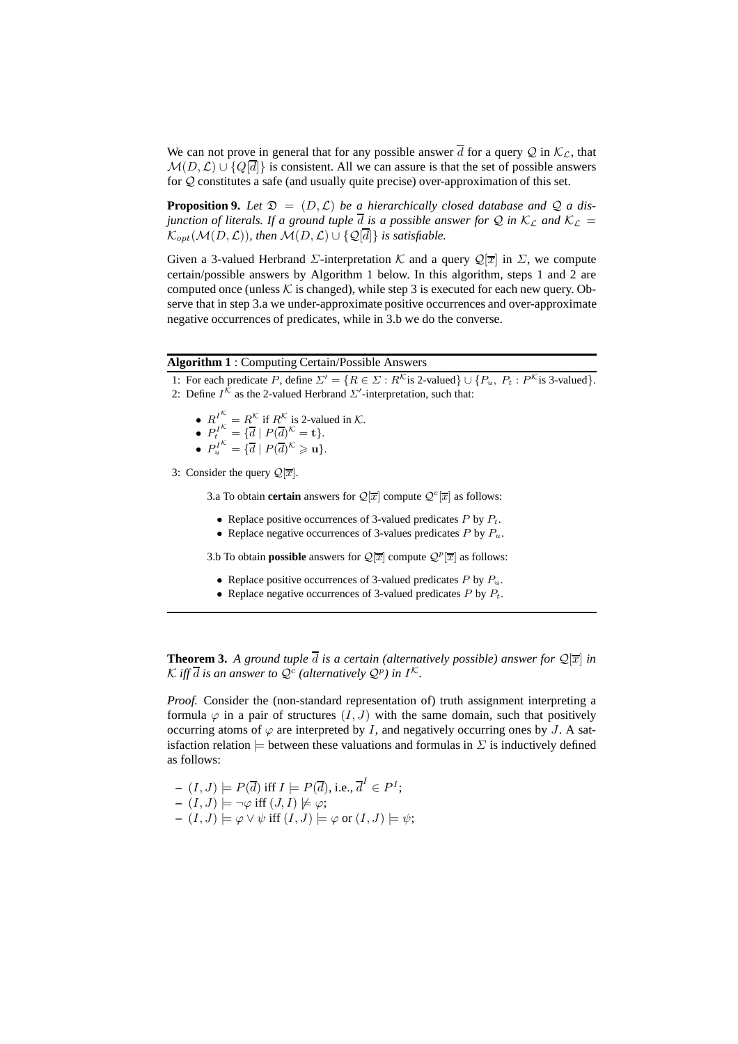We can not prove in general that for any possible answer $\overline{d}$ for a query $\mathcal{Q}$ in $\mathcal{K}_{\mathcal{L}}$, that $\mathcal{M}(D, \mathcal{L}) \cup \{Q[\overline{d}]\}$ is consistent. All we can assure is that the set of possible answers for $\mathcal{Q}$ constitutes a safe (and usually quite precise) over-approximation of this set.

**Proposition 9.** *Let $\mathfrak{D} = (D, \mathcal{L})$ be a hierarchically closed database and $\mathcal{Q}$ a disjunction of literals. If a ground tuple $\overline{d}$ is a possible answer for $\mathcal{Q}$ in $\mathcal{K}_{\mathcal{L}}$ and $\mathcal{K}_{\mathcal{L}} = \mathcal{K}_{opt}(\mathcal{M}(D, \mathcal{L}))$, then $\mathcal{M}(D, \mathcal{L}) \cup \{\mathcal{Q}[\overline{d}]\}$ is satisfiable.*

Given a 3-valued Herbrand $\Sigma$-interpretation $\mathcal{K}$ and a query $\mathcal{Q}[\overline{x}]$ in $\Sigma$, we compute certain/possible answers by Algorithm 1 below. In this algorithm, steps 1 and 2 are computed once (unless $\mathcal{K}$ is changed), while step 3 is executed for each new query. Observe that in step 3.a we under-approximate positive occurrences and over-approximate negative occurrences of predicates, while in 3.b we do the converse.

---

**Algorithm 1** : Computing Certain/Possible Answers

---

1: For each predicate $P$, define $\Sigma' = \{R \in \Sigma : R^{\mathcal{K}} \text{is 2-valued}\} \cup \{P_u,\ P_t : P^{\mathcal{K}} \text{is 3-valued}\}$.

2: Define $I^{\mathcal{K}}$ as the 2-valued Herbrand $\Sigma'$-interpretation, such that:

- $R^{I^{\mathcal{K}}} = R^{\mathcal{K}}$ if $R^{\mathcal{K}}$ is 2-valued in $\mathcal{K}$.
- $P_t^{I^{\mathcal{K}}} = \{\overline{d} \mid P(\overline{d})^{\mathcal{K}} = \mathbf{t}\}$.
- $P_u^{I^{\mathcal{K}}} = \{\overline{d} \mid P(\overline{d})^{\mathcal{K}} \geqslant \mathbf{u}\}$.

3: Consider the query $\mathcal{Q}[\overline{x}]$.

3.a To obtain **certain** answers for $\mathcal{Q}[\overline{x}]$ compute $\mathcal{Q}^c[\overline{x}]$ as follows:

- Replace positive occurrences of 3-valued predicates $P$ by $P_t$.
- Replace negative occurrences of 3-values predicates $P$ by $P_u$.

3.b To obtain **possible** answers for $\mathcal{Q}[\overline{x}]$ compute $\mathcal{Q}^p[\overline{x}]$ as follows:

- Replace positive occurrences of 3-valued predicates $P$ by $P_u$.
- Replace negative occurrences of 3-valued predicates $P$ by $P_t$.

---

**Theorem 3.** *A ground tuple $\overline{d}$ is a certain (alternatively possible) answer for $\mathcal{Q}[\overline{x}]$ in $\mathcal{K}$ iff $\overline{d}$ is an answer to $\mathcal{Q}^c$ (alternatively $\mathcal{Q}^p$) in $I^{\mathcal{K}}$.*

*Proof.* Consider the (non-standard representation of) truth assignment interpreting a formula $\varphi$ in a pair of structures $(I, J)$ with the same domain, such that positively occurring atoms of $\varphi$ are interpreted by $I$, and negatively occurring ones by $J$. A satisfaction relation $\models$ between these valuations and formulas in $\Sigma$ is inductively defined as follows:

- $(I, J) \models P(\overline{d})$ iff $I \models P(\overline{d})$, i.e., $\overline{d}^I \in P^I$;
- $(I, J) \models \neg\varphi$ iff $(J, I) \not\models \varphi$;
- $(I, J) \models \varphi \vee \psi$ iff $(I, J) \models \varphi$ or $(I, J) \models \psi$;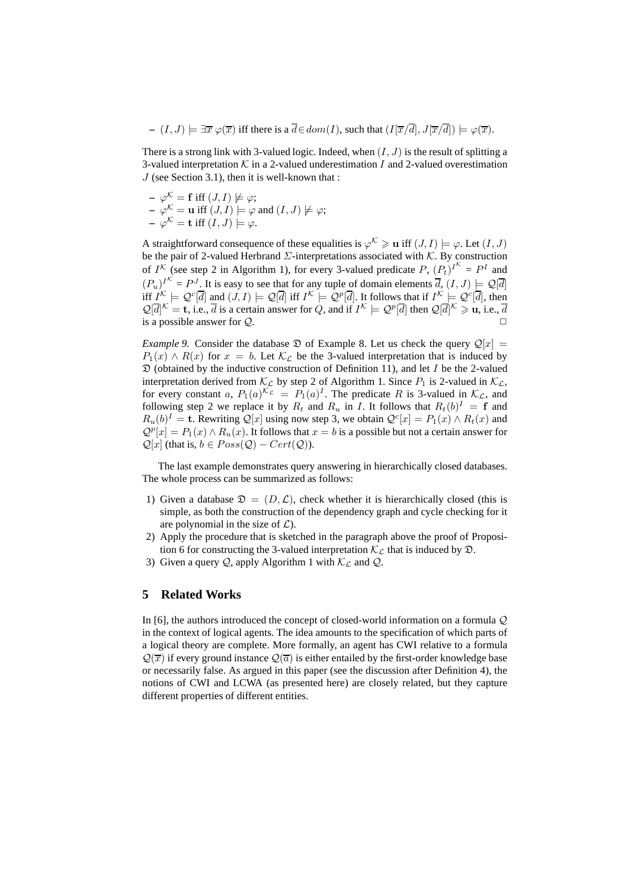– $(I, J) \models \exists \overline{x}\, \varphi(\overline{x})$ iff there is a $\overline{d} \in dom(I)$, such that $(I[\overline{x}/\overline{d}], J[\overline{x}/\overline{d}]) \models \varphi(\overline{x})$.

There is a strong link with 3-valued logic. Indeed, when $(I, J)$ is the result of splitting a 3-valued interpretation $\mathcal{K}$ in a 2-valued underestimation $I$ and 2-valued overestimation $J$ (see Section 3.1), then it is well-known that :

– $\varphi^{\mathcal{K}} = \mathbf{f}$ iff $(J, I) \not\models \varphi$;
– $\varphi^{\mathcal{K}} = \mathbf{u}$ iff $(J, I) \models \varphi$ and $(I, J) \not\models \varphi$;
– $\varphi^{\mathcal{K}} = \mathbf{t}$ iff $(I, J) \models \varphi$.

A straightforward consequence of these equalities is $\varphi^{\mathcal{K}} \geqslant \mathbf{u}$ iff $(J, I) \models \varphi$. Let $(I, J)$ be the pair of 2-valued Herbrand $\Sigma$-interpretations associated with $\mathcal{K}$. By construction of $I^{\mathcal{K}}$ (see step 2 in Algorithm 1), for every 3-valued predicate $P$, $(P_t)^{I^{\mathcal{K}}} = P^I$ and $(P_u)^{I^{\mathcal{K}}} = P^J$. It is easy to see that for any tuple of domain elements $\overline{d}$, $(I, J) \models \mathcal{Q}[\overline{d}]$ iff $I^{\mathcal{K}} \models \mathcal{Q}^c[\overline{d}]$ and $(J, I) \models \mathcal{Q}[\overline{d}]$ iff $I^{\mathcal{K}} \models \mathcal{Q}^p[\overline{d}]$. It follows that if $I^{\mathcal{K}} \models \mathcal{Q}^c[\overline{d}]$, then $\mathcal{Q}[\overline{d}]^{\mathcal{K}} = \mathbf{t}$, i.e., $\overline{d}$ is a certain answer for $Q$, and if $I^{\mathcal{K}} \models \mathcal{Q}^p[\overline{d}]$ then $\mathcal{Q}[\overline{d}]^{\mathcal{K}} \geqslant \mathbf{u}$, i.e., $\overline{d}$ is a possible answer for $\mathcal{Q}$. $\square$

*Example 9.* Consider the database $\mathfrak{D}$ of Example 8. Let us check the query $\mathcal{Q}[x] = P_1(x) \wedge R(x)$ for $x = b$. Let $\mathcal{K}_{\mathcal{L}}$ be the 3-valued interpretation that is induced by $\mathfrak{D}$ (obtained by the inductive construction of Definition 11), and let $I$ be the 2-valued interpretation derived from $\mathcal{K}_{\mathcal{L}}$ by step 2 of Algorithm 1. Since $P_1$ is 2-valued in $\mathcal{K}_{\mathcal{L}}$, for every constant $a$, $P_1(a)^{\mathcal{K}_{\mathcal{L}}} = P_1(a)^I$. The predicate $R$ is 3-valued in $\mathcal{K}_{\mathcal{L}}$, and following step 2 we replace it by $R_t$ and $R_u$ in $I$. It follows that $R_t(b)^I = \mathbf{f}$ and $R_u(b)^I = \mathbf{t}$. Rewriting $\mathcal{Q}[x]$ using now step 3, we obtain $\mathcal{Q}^c[x] = P_1(x) \wedge R_t(x)$ and $\mathcal{Q}^p[x] = P_1(x) \wedge R_u(x)$. It follows that $x = b$ is a possible but not a certain answer for $\mathcal{Q}[x]$ (that is, $b \in Poss(\mathcal{Q}) - Cert(\mathcal{Q})$).

The last example demonstrates query answering in hierarchically closed databases. The whole process can be summarized as follows:

1) Given a database $\mathfrak{D} = (D, \mathcal{L})$, check whether it is hierarchically closed (this is simple, as both the construction of the dependency graph and cycle checking for it are polynomial in the size of $\mathcal{L}$).
2) Apply the procedure that is sketched in the paragraph above the proof of Proposition 6 for constructing the 3-valued interpretation $\mathcal{K}_{\mathcal{L}}$ that is induced by $\mathfrak{D}$.
3) Given a query $\mathcal{Q}$, apply Algorithm 1 with $\mathcal{K}_{\mathcal{L}}$ and $\mathcal{Q}$.

## 5 Related Works

In [6], the authors introduced the concept of closed-world information on a formula $\mathcal{Q}$ in the context of logical agents. The idea amounts to the specification of which parts of a logical theory are complete. More formally, an agent has CWI relative to a formula $\mathcal{Q}(\overline{x})$ if every ground instance $\mathcal{Q}(\overline{a})$ is either entailed by the first-order knowledge base or necessarily false. As argued in this paper (see the discussion after Definition 4), the notions of CWI and LCWA (as presented here) are closely related, but they capture different properties of different entities.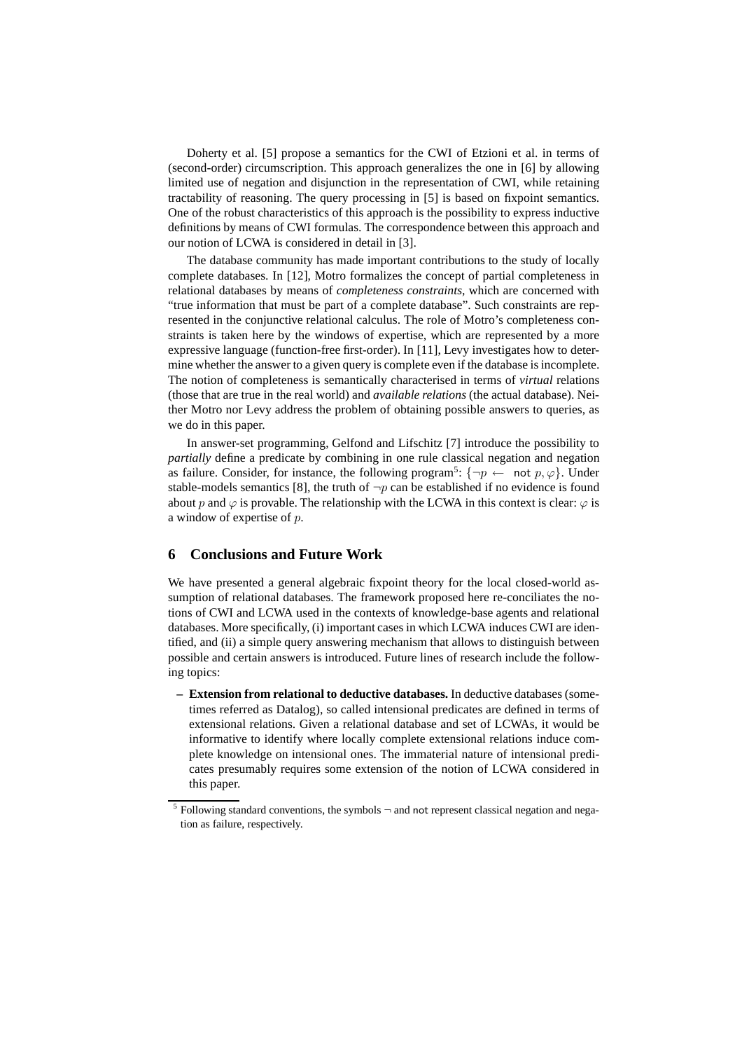Doherty et al. [5] propose a semantics for the CWI of Etzioni et al. in terms of (second-order) circumscription. This approach generalizes the one in [6] by allowing limited use of negation and disjunction in the representation of CWI, while retaining tractability of reasoning. The query processing in [5] is based on fixpoint semantics. One of the robust characteristics of this approach is the possibility to express inductive definitions by means of CWI formulas. The correspondence between this approach and our notion of LCWA is considered in detail in [3].

The database community has made important contributions to the study of locally complete databases. In [12], Motro formalizes the concept of partial completeness in relational databases by means of *completeness constraints*, which are concerned with "true information that must be part of a complete database". Such constraints are represented in the conjunctive relational calculus. The role of Motro's completeness constraints is taken here by the windows of expertise, which are represented by a more expressive language (function-free first-order). In [11], Levy investigates how to determine whether the answer to a given query is complete even if the database is incomplete. The notion of completeness is semantically characterised in terms of *virtual* relations (those that are true in the real world) and *available relations* (the actual database). Neither Motro nor Levy address the problem of obtaining possible answers to queries, as we do in this paper.

In answer-set programming, Gelfond and Lifschitz [7] introduce the possibility to *partially* define a predicate by combining in one rule classical negation and negation as failure. Consider, for instance, the following program[5]: $\{\neg p \leftarrow \; \mathsf{not}\; p, \varphi\}$. Under stable-models semantics [8], the truth of $\neg p$ can be established if no evidence is found about $p$ and $\varphi$ is provable. The relationship with the LCWA in this context is clear: $\varphi$ is a window of expertise of $p$.

## 6 Conclusions and Future Work

We have presented a general algebraic fixpoint theory for the local closed-world assumption of relational databases. The framework proposed here re-conciliates the notions of CWI and LCWA used in the contexts of knowledge-base agents and relational databases. More specifically, (i) important cases in which LCWA induces CWI are identified, and (ii) a simple query answering mechanism that allows to distinguish between possible and certain answers is introduced. Future lines of research include the following topics:

- **Extension from relational to deductive databases.** In deductive databases (sometimes referred as Datalog), so called intensional predicates are defined in terms of extensional relations. Given a relational database and set of LCWAs, it would be informative to identify where locally complete extensional relations induce complete knowledge on intensional ones. The immaterial nature of intensional predicates presumably requires some extension of the notion of LCWA considered in this paper.

[5] Following standard conventions, the symbols $\neg$ and $\mathsf{not}$ represent classical negation and negation as failure, respectively.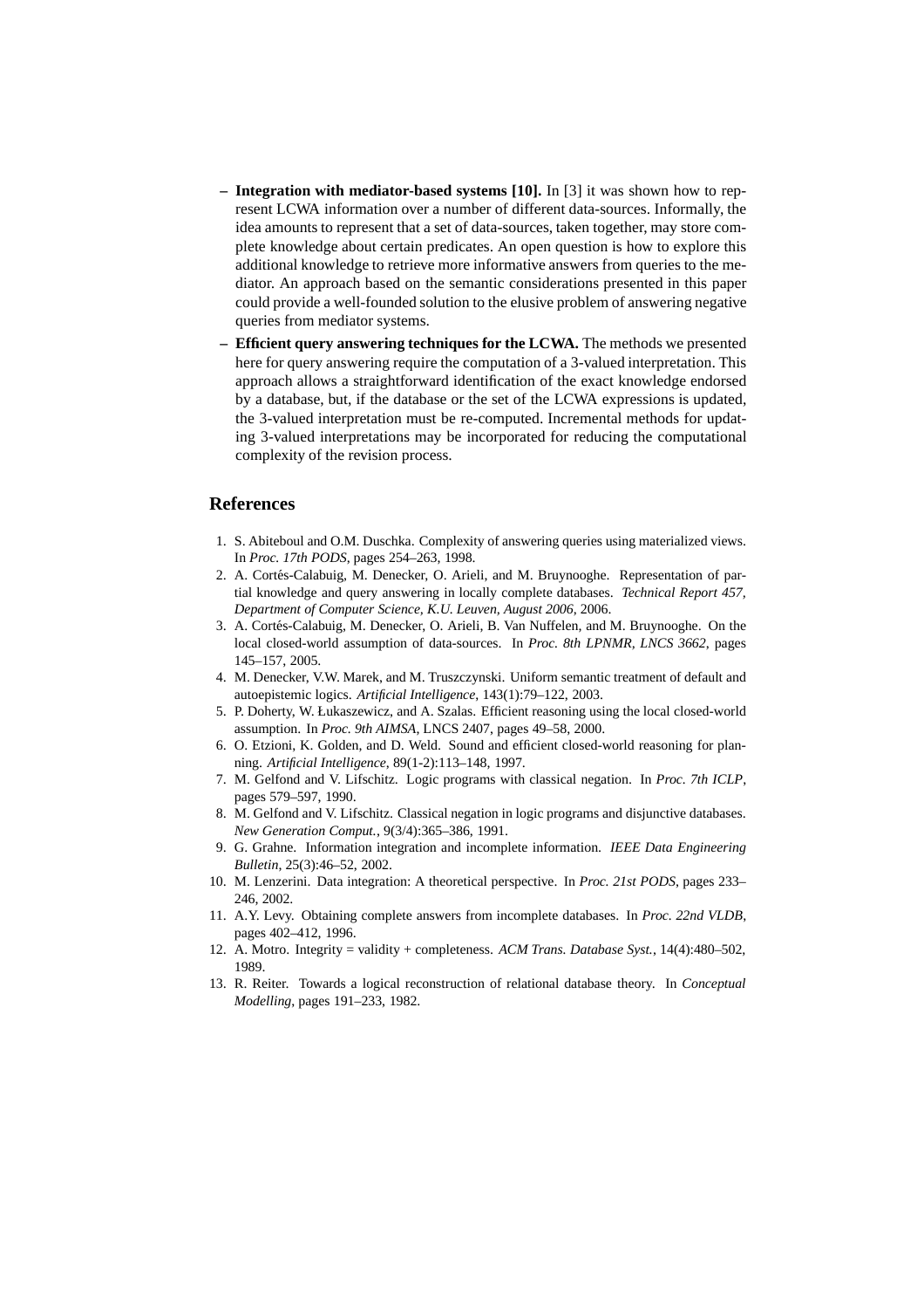- **Integration with mediator-based systems [10].** In [3] it was shown how to represent LCWA information over a number of different data-sources. Informally, the idea amounts to represent that a set of data-sources, taken together, may store complete knowledge about certain predicates. An open question is how to explore this additional knowledge to retrieve more informative answers from queries to the mediator. An approach based on the semantic considerations presented in this paper could provide a well-founded solution to the elusive problem of answering negative queries from mediator systems.
- **Efficient query answering techniques for the LCWA.** The methods we presented here for query answering require the computation of a 3-valued interpretation. This approach allows a straightforward identification of the exact knowledge endorsed by a database, but, if the database or the set of the LCWA expressions is updated, the 3-valued interpretation must be re-computed. Incremental methods for updating 3-valued interpretations may be incorporated for reducing the computational complexity of the revision process.

## References

1. S. Abiteboul and O.M. Duschka. Complexity of answering queries using materialized views. In *Proc. 17th PODS*, pages 254–263, 1998.
2. A. Cortés-Calabuig, M. Denecker, O. Arieli, and M. Bruynooghe. Representation of partial knowledge and query answering in locally complete databases. *Technical Report 457, Department of Computer Science, K.U. Leuven, August 2006*, 2006.
3. A. Cortés-Calabuig, M. Denecker, O. Arieli, B. Van Nuffelen, and M. Bruynooghe. On the local closed-world assumption of data-sources. In *Proc. 8th LPNMR, LNCS 3662*, pages 145–157, 2005.
4. M. Denecker, V.W. Marek, and M. Truszczynski. Uniform semantic treatment of default and autoepistemic logics. *Artificial Intelligence*, 143(1):79–122, 2003.
5. P. Doherty, W. Łukaszewicz, and A. Szalas. Efficient reasoning using the local closed-world assumption. In *Proc. 9th AIMSA*, LNCS 2407, pages 49–58, 2000.
6. O. Etzioni, K. Golden, and D. Weld. Sound and efficient closed-world reasoning for planning. *Artificial Intelligence*, 89(1-2):113–148, 1997.
7. M. Gelfond and V. Lifschitz. Logic programs with classical negation. In *Proc. 7th ICLP*, pages 579–597, 1990.
8. M. Gelfond and V. Lifschitz. Classical negation in logic programs and disjunctive databases. *New Generation Comput.*, 9(3/4):365–386, 1991.
9. G. Grahne. Information integration and incomplete information. *IEEE Data Engineering Bulletin*, 25(3):46–52, 2002.
10. M. Lenzerini. Data integration: A theoretical perspective. In *Proc. 21st PODS*, pages 233–246, 2002.
11. A.Y. Levy. Obtaining complete answers from incomplete databases. In *Proc. 22nd VLDB*, pages 402–412, 1996.
12. A. Motro. Integrity = validity + completeness. *ACM Trans. Database Syst.*, 14(4):480–502, 1989.
13. R. Reiter. Towards a logical reconstruction of relational database theory. In *Conceptual Modelling*, pages 191–233, 1982.